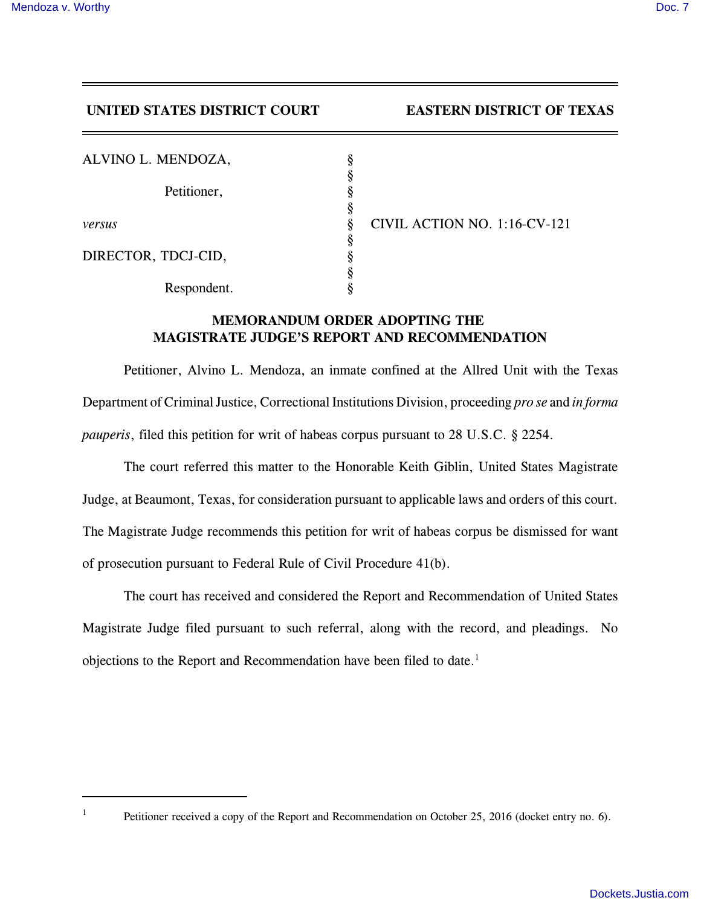**UNITED STATES DISTRICT COURT EASTERN DISTRICT OF TEXAS**

| | | |
|---|---|---|
| ALVINO L. MENDOZA, | § | |
| | § | |
| Petitioner, | § | |
| | § | |
| *versus* | § | CIVIL ACTION NO. 1:16-CV-121 |
| | § | |
| DIRECTOR, TDCJ-CID, | § | |
| | § | |
| Respondent. | § | |

## MEMORANDUM ORDER ADOPTING THE MAGISTRATE JUDGE'S REPORT AND RECOMMENDATION

Petitioner, Alvino L. Mendoza, an inmate confined at the Allred Unit with the Texas Department of Criminal Justice, Correctional Institutions Division, proceeding *pro se* and *in forma pauperis*, filed this petition for writ of habeas corpus pursuant to 28 U.S.C. § 2254.

The court referred this matter to the Honorable Keith Giblin, United States Magistrate Judge, at Beaumont, Texas, for consideration pursuant to applicable laws and orders of this court. The Magistrate Judge recommends this petition for writ of habeas corpus be dismissed for want of prosecution pursuant to Federal Rule of Civil Procedure 41(b).

The court has received and considered the Report and Recommendation of United States Magistrate Judge filed pursuant to such referral, along with the record, and pleadings. No objections to the Report and Recommendation have been filed to date.[1]

---

[1] Petitioner received a copy of the Report and Recommendation on October 25, 2016 (docket entry no. 6).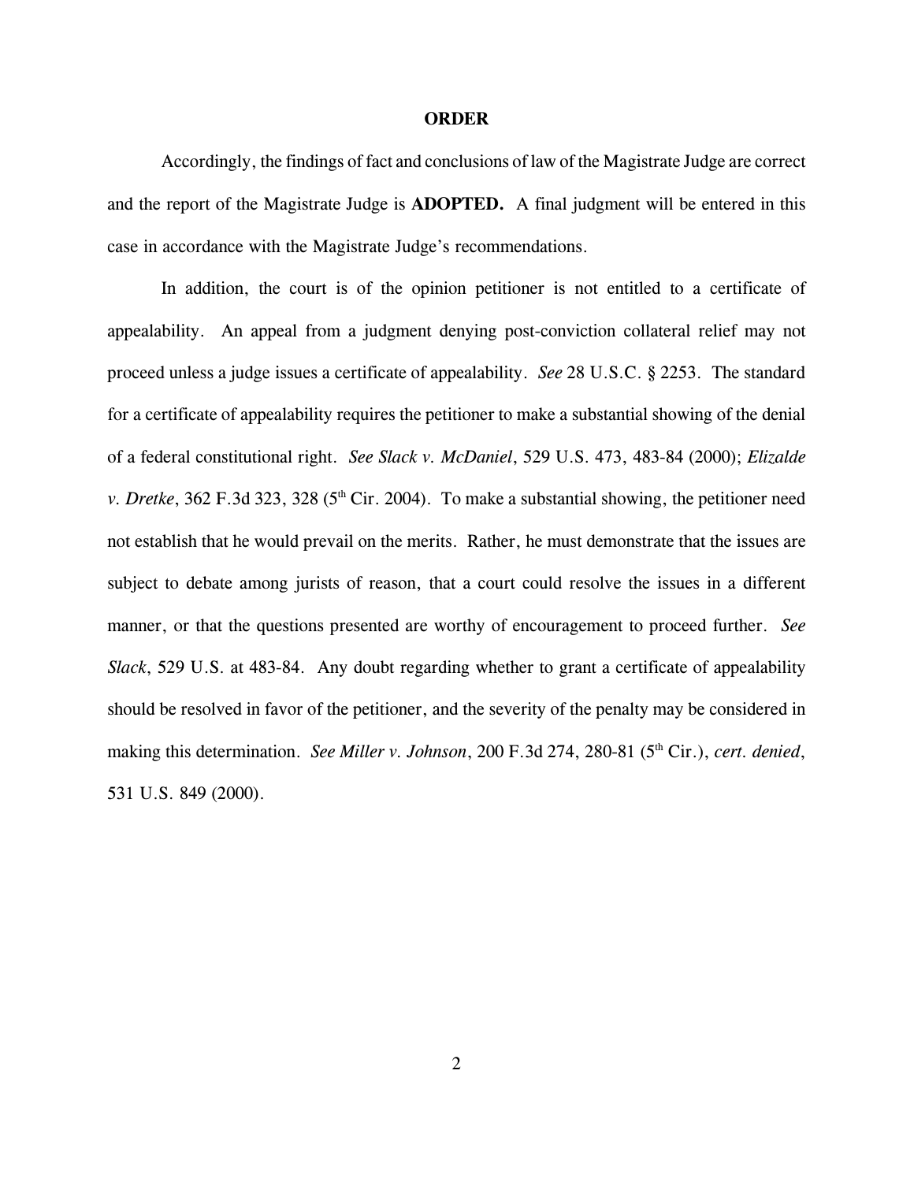**ORDER**

Accordingly, the findings of fact and conclusions of law of the Magistrate Judge are correct and the report of the Magistrate Judge is **ADOPTED.** A final judgment will be entered in this case in accordance with the Magistrate Judge's recommendations.

In addition, the court is of the opinion petitioner is not entitled to a certificate of appealability. An appeal from a judgment denying post-conviction collateral relief may not proceed unless a judge issues a certificate of appealability. *See* 28 U.S.C. § 2253. The standard for a certificate of appealability requires the petitioner to make a substantial showing of the denial of a federal constitutional right. *See Slack v. McDaniel*, 529 U.S. 473, 483-84 (2000); *Elizalde v. Dretke*, 362 F.3d 323, 328 (5th Cir. 2004). To make a substantial showing, the petitioner need not establish that he would prevail on the merits. Rather, he must demonstrate that the issues are subject to debate among jurists of reason, that a court could resolve the issues in a different manner, or that the questions presented are worthy of encouragement to proceed further. *See Slack*, 529 U.S. at 483-84. Any doubt regarding whether to grant a certificate of appealability should be resolved in favor of the petitioner, and the severity of the penalty may be considered in making this determination. *See Miller v. Johnson*, 200 F.3d 274, 280-81 (5th Cir.), *cert. denied*, 531 U.S. 849 (2000).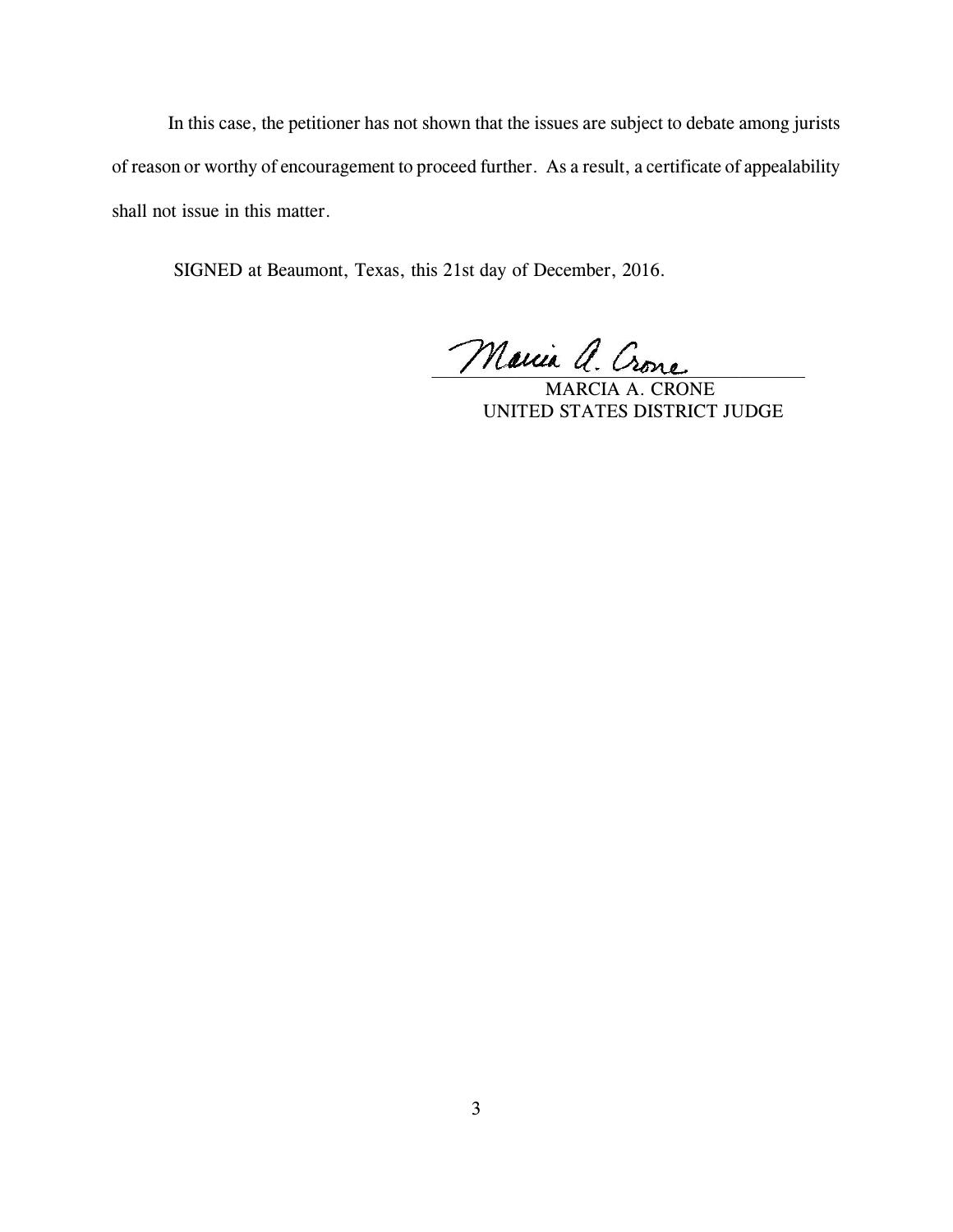In this case, the petitioner has not shown that the issues are subject to debate among jurists of reason or worthy of encouragement to proceed further. As a result, a certificate of appealability shall not issue in this matter.

SIGNED at Beaumont, Texas, this 21st day of December, 2016.

Marcia A. Crone

MARCIA A. CRONE
UNITED STATES DISTRICT JUDGE